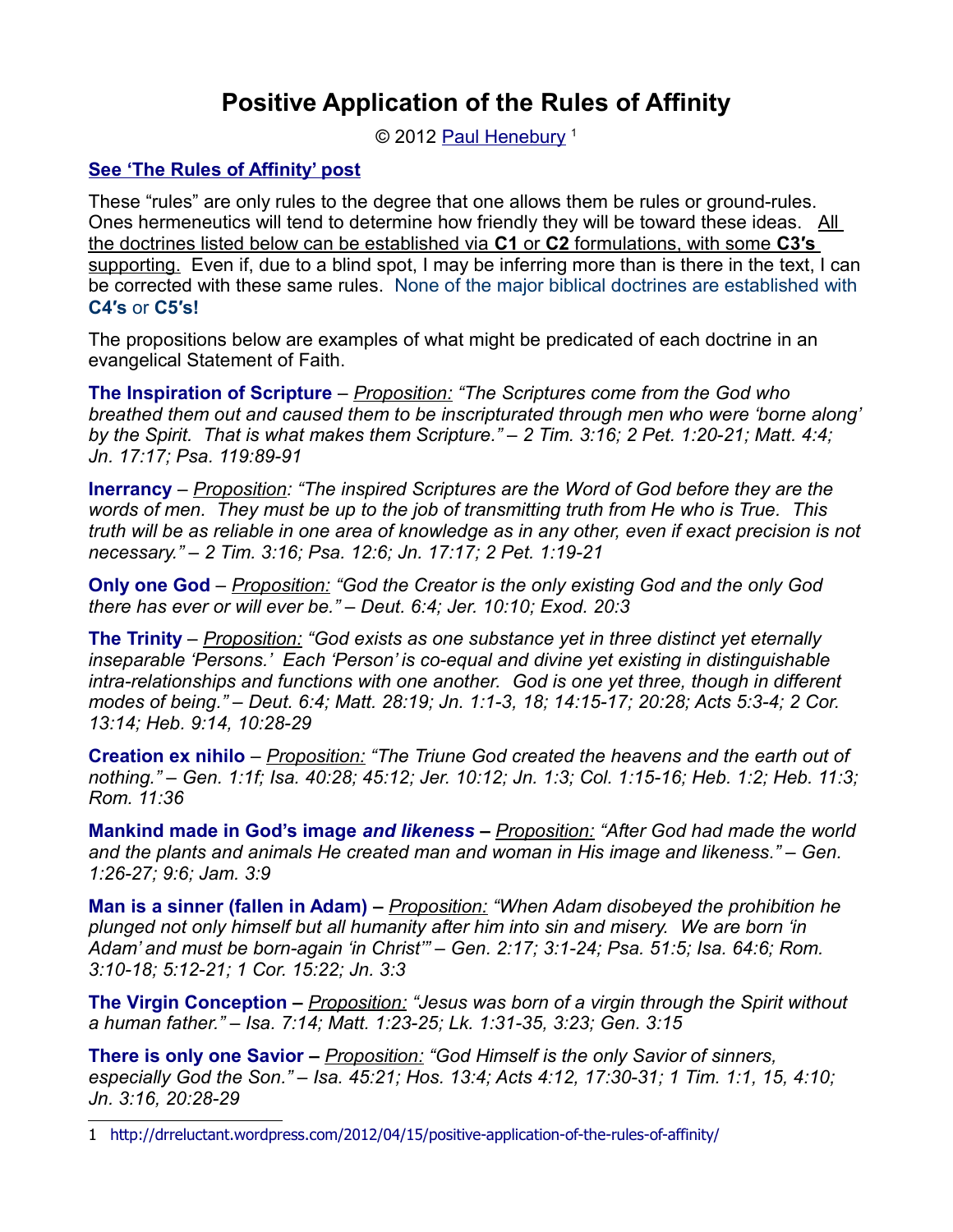# Positive Application of the Rules of Affinity

© 2012 Paul Henebury [1]

**See 'The Rules of Affinity' post**

These "rules" are only rules to the degree that one allows them be rules or ground-rules. Ones hermeneutics will tend to determine how friendly they will be toward these ideas. All the doctrines listed below can be established via **C1** or **C2** formulations, with some **C3's** supporting. Even if, due to a blind spot, I may be inferring more than is there in the text, I can be corrected with these same rules. None of the major biblical doctrines are established with **C4's** or **C5's!**

The propositions below are examples of what might be predicated of each doctrine in an evangelical Statement of Faith.

**The Inspiration of Scripture** – Proposition: *"The Scriptures come from the God who breathed them out and caused them to be inscripturated through men who were 'borne along' by the Spirit. That is what makes them Scripture." – 2 Tim. 3:16; 2 Pet. 1:20-21; Matt. 4:4; Jn. 17:17; Psa. 119:89-91*

**Inerrancy** – Proposition: *"The inspired Scriptures are the Word of God before they are the words of men. They must be up to the job of transmitting truth from He who is True. This truth will be as reliable in one area of knowledge as in any other, even if exact precision is not necessary." – 2 Tim. 3:16; Psa. 12:6; Jn. 17:17; 2 Pet. 1:19-21*

**Only one God** – Proposition: *"God the Creator is the only existing God and the only God there has ever or will ever be." – Deut. 6:4; Jer. 10:10; Exod. 20:3*

**The Trinity** – Proposition: *"God exists as one substance yet in three distinct yet eternally inseparable 'Persons.' Each 'Person' is co-equal and divine yet existing in distinguishable intra-relationships and functions with one another. God is one yet three, though in different modes of being." – Deut. 6:4; Matt. 28:19; Jn. 1:1-3, 18; 14:15-17; 20:28; Acts 5:3-4; 2 Cor. 13:14; Heb. 9:14, 10:28-29*

**Creation ex nihilo** – Proposition: *"The Triune God created the heavens and the earth out of nothing." – Gen. 1:1f; Isa. 40:28; 45:12; Jer. 10:12; Jn. 1:3; Col. 1:15-16; Heb. 1:2; Heb. 11:3; Rom. 11:36*

**Mankind made in God's image *and likeness*** – Proposition: *"After God had made the world and the plants and animals He created man and woman in His image and likeness." – Gen. 1:26-27; 9:6; Jam. 3:9*

**Man is a sinner (fallen in Adam)** – Proposition: *"When Adam disobeyed the prohibition he plunged not only himself but all humanity after him into sin and misery. We are born 'in Adam' and must be born-again 'in Christ'" – Gen. 2:17; 3:1-24; Psa. 51:5; Isa. 64:6; Rom. 3:10-18; 5:12-21; 1 Cor. 15:22; Jn. 3:3*

**The Virgin Conception** – Proposition: *"Jesus was born of a virgin through the Spirit without a human father." – Isa. 7:14; Matt. 1:23-25; Lk. 1:31-35, 3:23; Gen. 3:15*

**There is only one Savior** – Proposition: *"God Himself is the only Savior of sinners, especially God the Son." – Isa. 45:21; Hos. 13:4; Acts 4:12, 17:30-31; 1 Tim. 1:1, 15, 4:10; Jn. 3:16, 20:28-29*

---

1 http://drreluctant.wordpress.com/2012/04/15/positive-application-of-the-rules-of-affinity/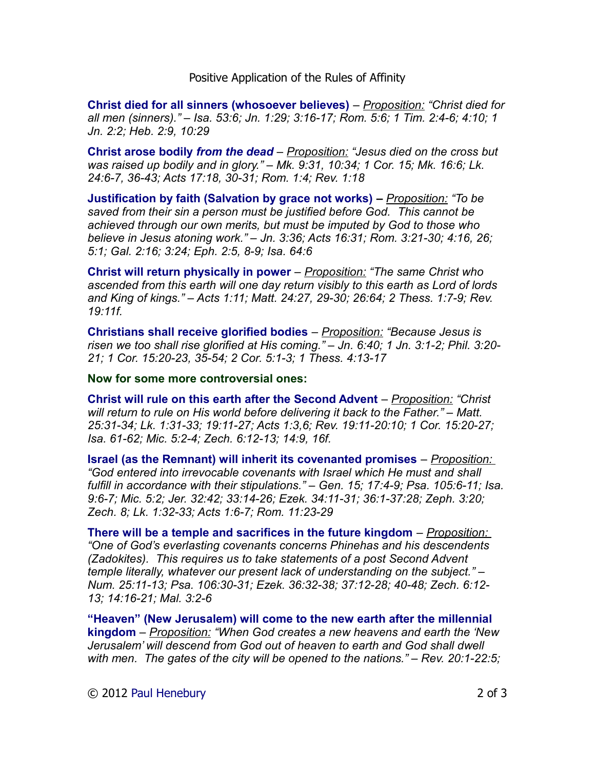Positive Application of the Rules of Affinity

**Christ died for all sinners (whosoever believes)** – <u>Proposition:</u> *"Christ died for all men (sinners)." – Isa. 53:6; Jn. 1:29; 3:16-17; Rom. 5:6; 1 Tim. 2:4-6; 4:10; 1 Jn. 2:2; Heb. 2:9, 10:29*

**Christ arose bodily *from the dead*** – <u>Proposition:</u> *"Jesus died on the cross but was raised up bodily and in glory." – Mk. 9:31, 10:34; 1 Cor. 15; Mk. 16:6; Lk. 24:6-7, 36-43; Acts 17:18, 30-31; Rom. 1:4; Rev. 1:18*

**Justification by faith (Salvation by grace not works) –** <u>Proposition:</u> *"To be saved from their sin a person must be justified before God. This cannot be achieved through our own merits, but must be imputed by God to those who believe in Jesus atoning work." – Jn. 3:36; Acts 16:31; Rom. 3:21-30; 4:16, 26; 5:1; Gal. 2:16; 3:24; Eph. 2:5, 8-9; Isa. 64:6*

**Christ will return physically in power** – <u>Proposition:</u> *"The same Christ who ascended from this earth will one day return visibly to this earth as Lord of lords and King of kings." – Acts 1:11; Matt. 24:27, 29-30; 26:64; 2 Thess. 1:7-9; Rev. 19:11f.*

**Christians shall receive glorified bodies** – <u>Proposition:</u> *"Because Jesus is risen we too shall rise glorified at His coming." – Jn. 6:40; 1 Jn. 3:1-2; Phil. 3:20-21; 1 Cor. 15:20-23, 35-54; 2 Cor. 5:1-3; 1 Thess. 4:13-17*

**Now for some more controversial ones:**

**Christ will rule on this earth after the Second Advent** – <u>Proposition:</u> *"Christ will return to rule on His world before delivering it back to the Father." – Matt. 25:31-34; Lk. 1:31-33; 19:11-27; Acts 1:3,6; Rev. 19:11-20:10; 1 Cor. 15:20-27; Isa. 61-62; Mic. 5:2-4; Zech. 6:12-13; 14:9, 16f.*

**Israel (as the Remnant) will inherit its covenanted promises** – <u>Proposition:</u> *"God entered into irrevocable covenants with Israel which He must and shall fulfill in accordance with their stipulations." – Gen. 15; 17:4-9; Psa. 105:6-11; Isa. 9:6-7; Mic. 5:2; Jer. 32:42; 33:14-26; Ezek. 34:11-31; 36:1-37:28; Zeph. 3:20; Zech. 8; Lk. 1:32-33; Acts 1:6-7; Rom. 11:23-29*

**There will be a temple and sacrifices in the future kingdom** – <u>Proposition:</u> *"One of God's everlasting covenants concerns Phinehas and his descendents (Zadokites). This requires us to take statements of a post Second Advent temple literally, whatever our present lack of understanding on the subject." – Num. 25:11-13; Psa. 106:30-31; Ezek. 36:32-38; 37:12-28; 40-48; Zech. 6:12-13; 14:16-21; Mal. 3:2-6*

**"Heaven" (New Jerusalem) will come to the new earth after the millennial kingdom** – <u>Proposition:</u> *"When God creates a new heavens and earth the 'New Jerusalem' will descend from God out of heaven to earth and God shall dwell with men. The gates of the city will be opened to the nations." – Rev. 20:1-22:5;*

© 2012 Paul Henebury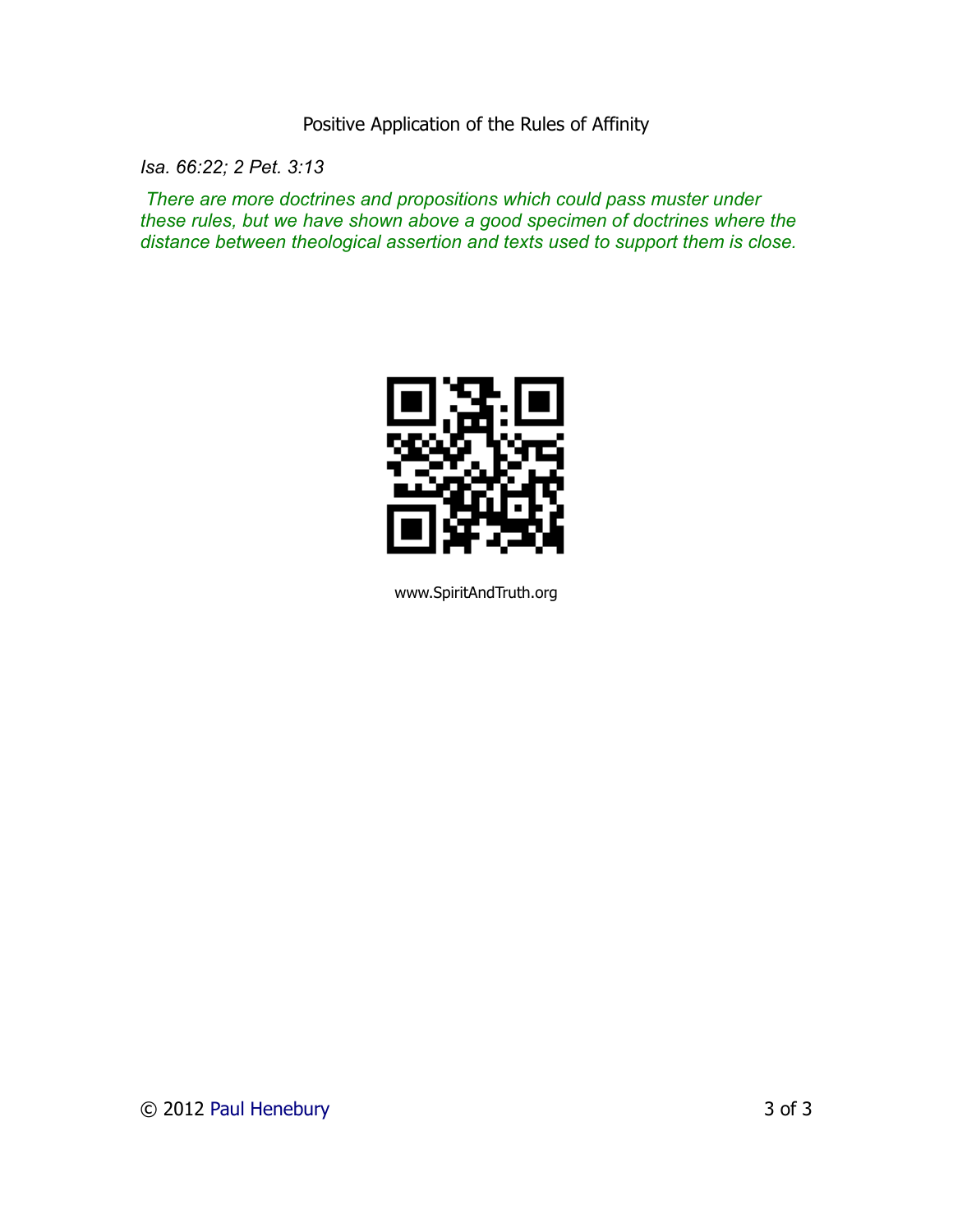*Isa. 66:22; 2 Pet. 3:13*

*There are more doctrines and propositions which could pass muster under these rules, but we have shown above a good specimen of doctrines where the distance between theological assertion and texts used to support them is close.*

www.SpiritAndTruth.org

© 2012 Paul Henebury